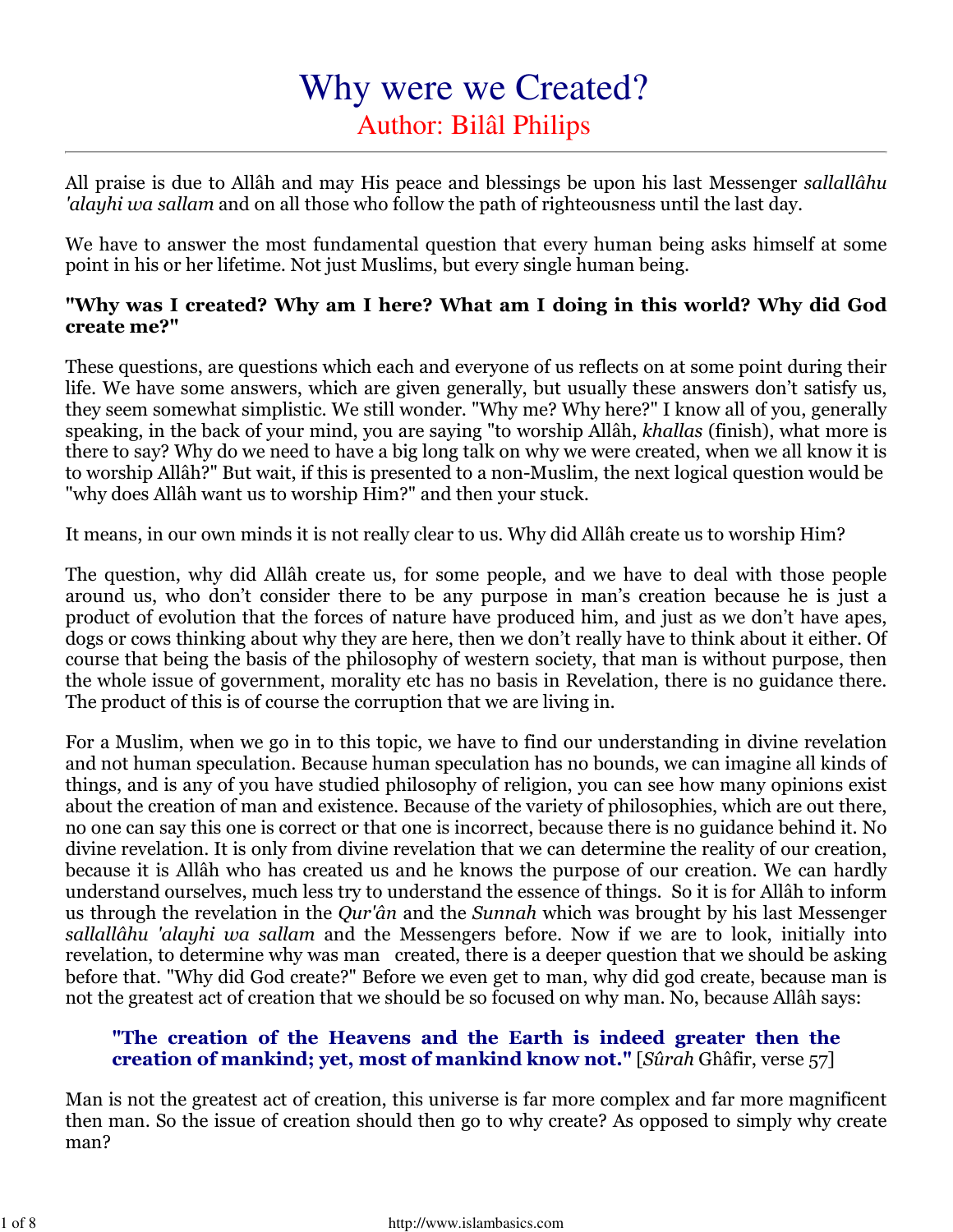# Why were we Created?

## Author: Bilâl Philips

All praise is due to Allâh and may His peace and blessings be upon his last Messenger *sallallâhu 'alayhi wa sallam* and on all those who follow the path of righteousness until the last day.

We have to answer the most fundamental question that every human being asks himself at some point in his or her lifetime. Not just Muslims, but every single human being.

**"Why was I created? Why am I here? What am I doing in this world? Why did God create me?"**

These questions, are questions which each and everyone of us reflects on at some point during their life. We have some answers, which are given generally, but usually these answers don't satisfy us, they seem somewhat simplistic. We still wonder. "Why me? Why here?" I know all of you, generally speaking, in the back of your mind, you are saying "to worship Allâh, *khallas* (finish), what more is there to say? Why do we need to have a big long talk on why we were created, when we all know it is to worship Allâh?" But wait, if this is presented to a non-Muslim, the next logical question would be "why does Allâh want us to worship Him?" and then your stuck.

It means, in our own minds it is not really clear to us. Why did Allâh create us to worship Him?

The question, why did Allâh create us, for some people, and we have to deal with those people around us, who don't consider there to be any purpose in man's creation because he is just a product of evolution that the forces of nature have produced him, and just as we don't have apes, dogs or cows thinking about why they are here, then we don't really have to think about it either. Of course that being the basis of the philosophy of western society, that man is without purpose, then the whole issue of government, morality etc has no basis in Revelation, there is no guidance there. The product of this is of course the corruption that we are living in.

For a Muslim, when we go in to this topic, we have to find our understanding in divine revelation and not human speculation. Because human speculation has no bounds, we can imagine all kinds of things, and is any of you have studied philosophy of religion, you can see how many opinions exist about the creation of man and existence. Because of the variety of philosophies, which are out there, no one can say this one is correct or that one is incorrect, because there is no guidance behind it. No divine revelation. It is only from divine revelation that we can determine the reality of our creation, because it is Allâh who has created us and he knows the purpose of our creation. We can hardly understand ourselves, much less try to understand the essence of things. So it is for Allâh to inform us through the revelation in the *Qur'ân* and the *Sunnah* which was brought by his last Messenger *sallallâhu 'alayhi wa sallam* and the Messengers before. Now if we are to look, initially into revelation, to determine why was man created, there is a deeper question that we should be asking before that. "Why did God create?" Before we even get to man, why did god create, because man is not the greatest act of creation that we should be so focused on why man. No, because Allâh says:

> **"The creation of the Heavens and the Earth is indeed greater then the creation of mankind; yet, most of mankind know not."** [*Sûrah* Ghâfir, verse 57]

Man is not the greatest act of creation, this universe is far more complex and far more magnificent then man. So the issue of creation should then go to why create? As opposed to simply why create man?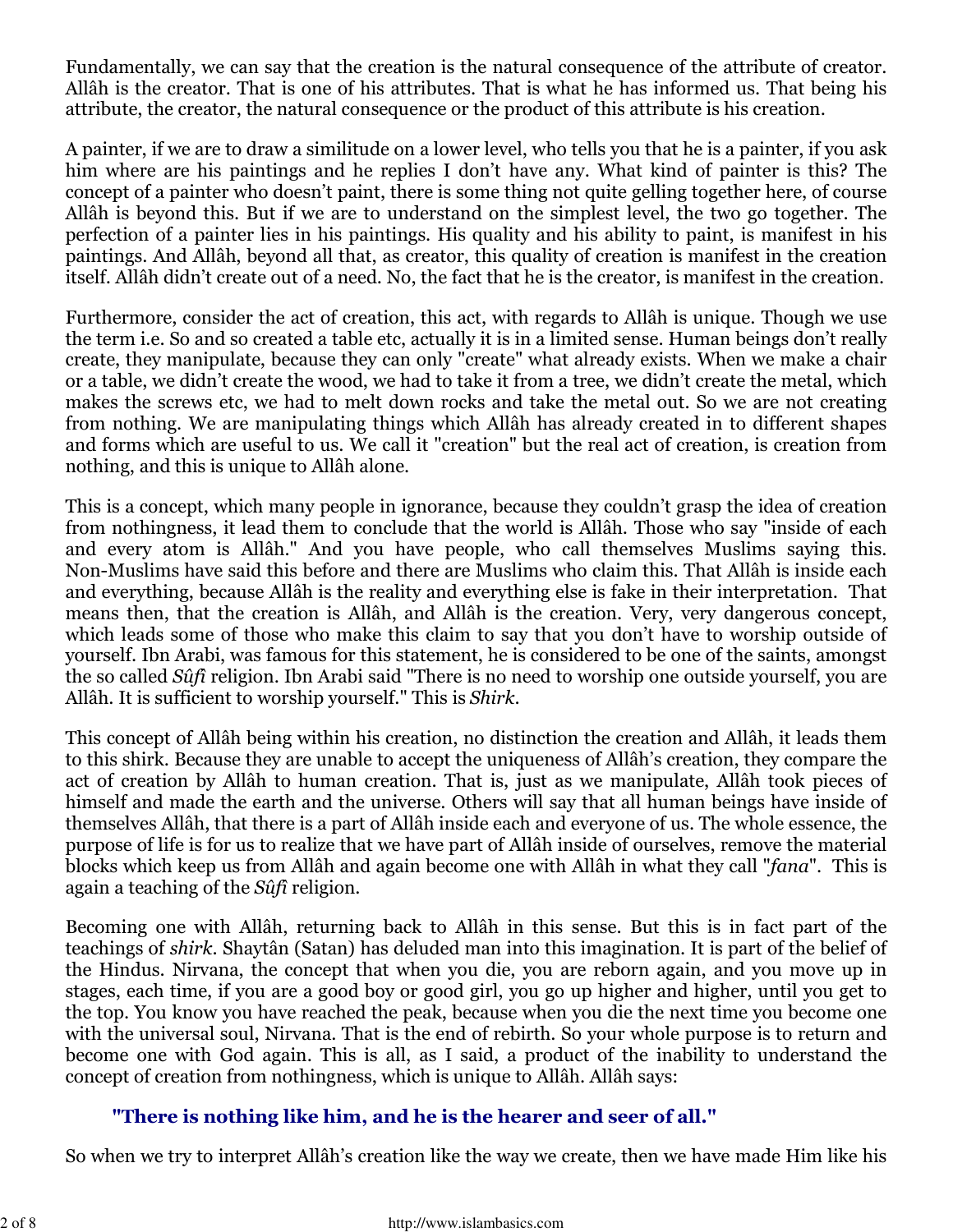Fundamentally, we can say that the creation is the natural consequence of the attribute of creator. Allâh is the creator. That is one of his attributes. That is what he has informed us. That being his attribute, the creator, the natural consequence or the product of this attribute is his creation.

A painter, if we are to draw a similitude on a lower level, who tells you that he is a painter, if you ask him where are his paintings and he replies I don't have any. What kind of painter is this? The concept of a painter who doesn't paint, there is some thing not quite gelling together here, of course Allâh is beyond this. But if we are to understand on the simplest level, the two go together. The perfection of a painter lies in his paintings. His quality and his ability to paint, is manifest in his paintings. And Allâh, beyond all that, as creator, this quality of creation is manifest in the creation itself. Allâh didn't create out of a need. No, the fact that he is the creator, is manifest in the creation.

Furthermore, consider the act of creation, this act, with regards to Allâh is unique. Though we use the term i.e. So and so created a table etc, actually it is in a limited sense. Human beings don't really create, they manipulate, because they can only "create" what already exists. When we make a chair or a table, we didn't create the wood, we had to take it from a tree, we didn't create the metal, which makes the screws etc, we had to melt down rocks and take the metal out. So we are not creating from nothing. We are manipulating things which Allâh has already created in to different shapes and forms which are useful to us. We call it "creation" but the real act of creation, is creation from nothing, and this is unique to Allâh alone.

This is a concept, which many people in ignorance, because they couldn't grasp the idea of creation from nothingness, it lead them to conclude that the world is Allâh. Those who say "inside of each and every atom is Allâh." And you have people, who call themselves Muslims saying this. Non-Muslims have said this before and there are Muslims who claim this. That Allâh is inside each and everything, because Allâh is the reality and everything else is fake in their interpretation. That means then, that the creation is Allâh, and Allâh is the creation. Very, very dangerous concept, which leads some of those who make this claim to say that you don't have to worship outside of yourself. Ibn Arabi, was famous for this statement, he is considered to be one of the saints, amongst the so called *Sûfî* religion. Ibn Arabi said "There is no need to worship one outside yourself, you are Allâh. It is sufficient to worship yourself." This is *Shirk*.

This concept of Allâh being within his creation, no distinction the creation and Allâh, it leads them to this shirk. Because they are unable to accept the uniqueness of Allâh's creation, they compare the act of creation by Allâh to human creation. That is, just as we manipulate, Allâh took pieces of himself and made the earth and the universe. Others will say that all human beings have inside of themselves Allâh, that there is a part of Allâh inside each and everyone of us. The whole essence, the purpose of life is for us to realize that we have part of Allâh inside of ourselves, remove the material blocks which keep us from Allâh and again become one with Allâh in what they call "*fana*". This is again a teaching of the *Sûfî* religion.

Becoming one with Allâh, returning back to Allâh in this sense. But this is in fact part of the teachings of *shirk*. Shaytân (Satan) has deluded man into this imagination. It is part of the belief of the Hindus. Nirvana, the concept that when you die, you are reborn again, and you move up in stages, each time, if you are a good boy or good girl, you go up higher and higher, until you get to the top. You know you have reached the peak, because when you die the next time you become one with the universal soul, Nirvana. That is the end of rebirth. So your whole purpose is to return and become one with God again. This is all, as I said, a product of the inability to understand the concept of creation from nothingness, which is unique to Allâh. Allâh says:

> **"There is nothing like him, and he is the hearer and seer of all."**

So when we try to interpret Allâh's creation like the way we create, then we have made Him like his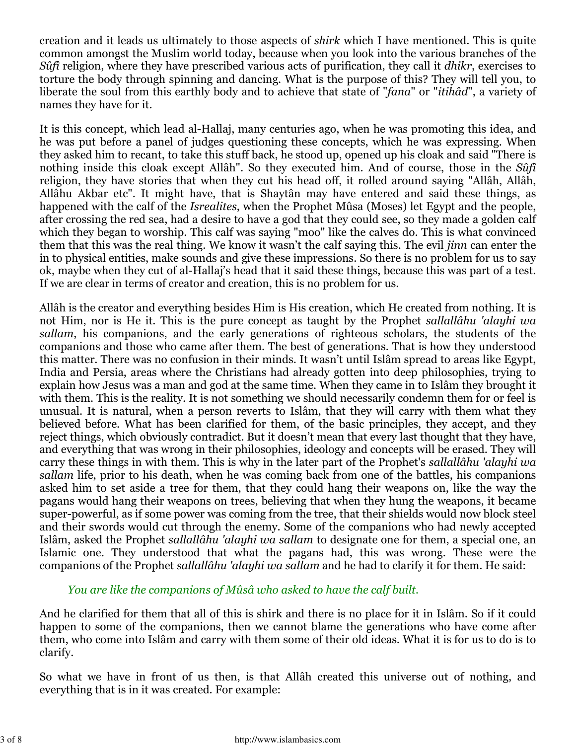creation and it leads us ultimately to those aspects of *shirk* which I have mentioned. This is quite common amongst the Muslim world today, because when you look into the various branches of the *Sûfi* religion, where they have prescribed various acts of purification, they call it *dhikr*, exercises to torture the body through spinning and dancing. What is the purpose of this? They will tell you, to liberate the soul from this earthly body and to achieve that state of "*fana*" or "*itihâd*", a variety of names they have for it.

It is this concept, which lead al-Hallaj, many centuries ago, when he was promoting this idea, and he was put before a panel of judges questioning these concepts, which he was expressing. When they asked him to recant, to take this stuff back, he stood up, opened up his cloak and said "There is nothing inside this cloak except Allâh". So they executed him. And of course, those in the *Sûfi* religion, they have stories that when they cut his head off, it rolled around saying "Allâh, Allâh, Allâhu Akbar etc". It might have, that is Shaytân may have entered and said these things, as happened with the calf of the *Isrealites*, when the Prophet Mûsa (Moses) let Egypt and the people, after crossing the red sea, had a desire to have a god that they could see, so they made a golden calf which they began to worship. This calf was saying "moo" like the calves do. This is what convinced them that this was the real thing. We know it wasn't the calf saying this. The evil *jinn* can enter the in to physical entities, make sounds and give these impressions. So there is no problem for us to say ok, maybe when they cut of al-Hallaj's head that it said these things, because this was part of a test. If we are clear in terms of creator and creation, this is no problem for us.

Allâh is the creator and everything besides Him is His creation, which He created from nothing. It is not Him, nor is He it. This is the pure concept as taught by the Prophet *sallallâhu 'alayhi wa sallam*, his companions, and the early generations of righteous scholars, the students of the companions and those who came after them. The best of generations. That is how they understood this matter. There was no confusion in their minds. It wasn't until Islâm spread to areas like Egypt, India and Persia, areas where the Christians had already gotten into deep philosophies, trying to explain how Jesus was a man and god at the same time. When they came in to Islâm they brought it with them. This is the reality. It is not something we should necessarily condemn them for or feel is unusual. It is natural, when a person reverts to Islâm, that they will carry with them what they believed before. What has been clarified for them, of the basic principles, they accept, and they reject things, which obviously contradict. But it doesn't mean that every last thought that they have, and everything that was wrong in their philosophies, ideology and concepts will be erased. They will carry these things in with them. This is why in the later part of the Prophet's *sallallâhu 'alayhi wa sallam* life, prior to his death, when he was coming back from one of the battles, his companions asked him to set aside a tree for them, that they could hang their weapons on, like the way the pagans would hang their weapons on trees, believing that when they hung the weapons, it became super-powerful, as if some power was coming from the tree, that their shields would now block steel and their swords would cut through the enemy. Some of the companions who had newly accepted Islâm, asked the Prophet *sallallâhu 'alayhi wa sallam* to designate one for them, a special one, an Islamic one. They understood that what the pagans had, this was wrong. These were the companions of the Prophet *sallallâhu 'alayhi wa sallam* and he had to clarify it for them. He said:

> *You are like the companions of Mûsâ who asked to have the calf built.*

And he clarified for them that all of this is shirk and there is no place for it in Islâm. So if it could happen to some of the companions, then we cannot blame the generations who have come after them, who come into Islâm and carry with them some of their old ideas. What it is for us to do is to clarify.

So what we have in front of us then, is that Allâh created this universe out of nothing, and everything that is in it was created. For example: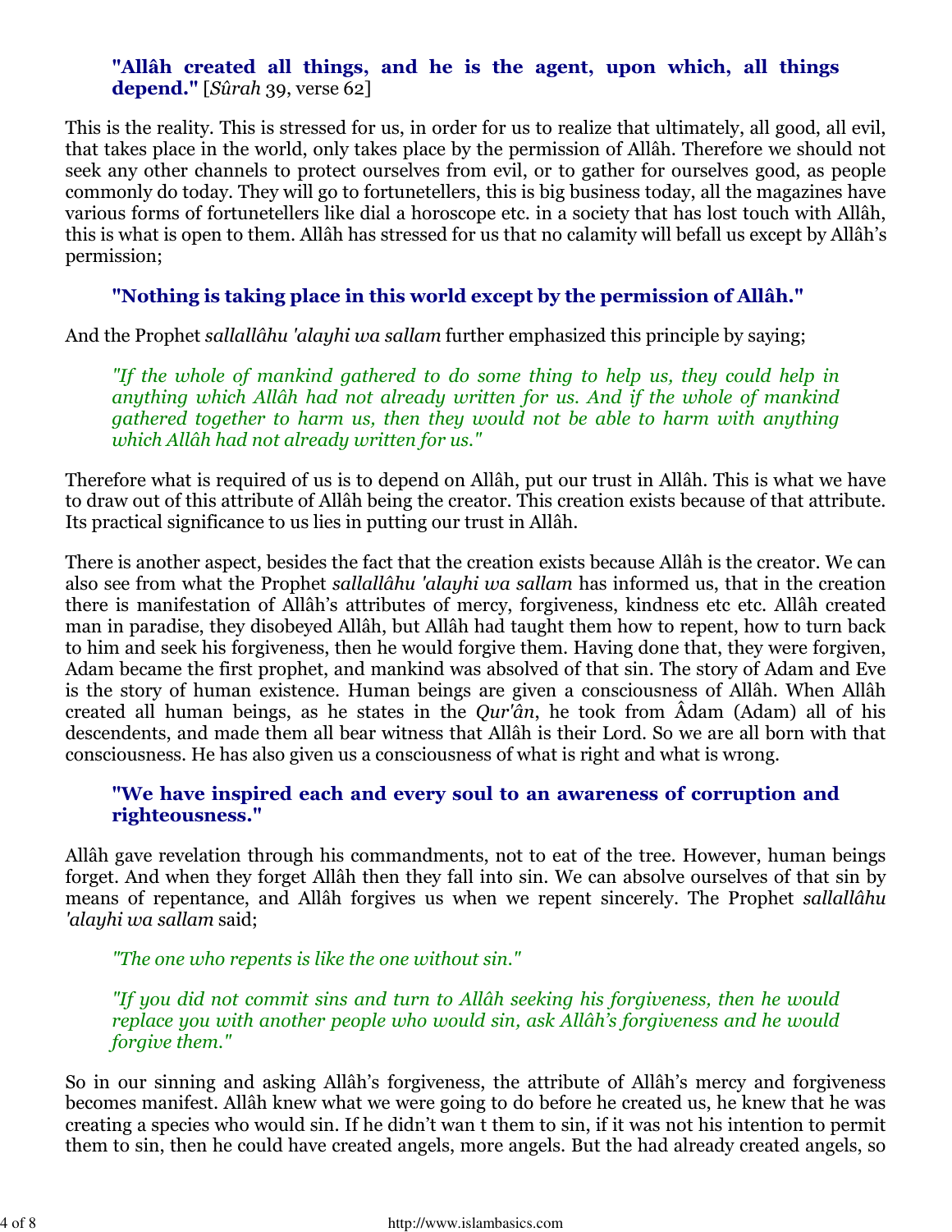> **"Allâh created all things, and he is the agent, upon which, all things depend."** [*Sûrah* 39, verse 62]

This is the reality. This is stressed for us, in order for us to realize that ultimately, all good, all evil, that takes place in the world, only takes place by the permission of Allâh. Therefore we should not seek any other channels to protect ourselves from evil, or to gather for ourselves good, as people commonly do today. They will go to fortunetellers, this is big business today, all the magazines have various forms of fortunetellers like dial a horoscope etc. in a society that has lost touch with Allâh, this is what is open to them. Allâh has stressed for us that no calamity will befall us except by Allâh's permission;

> **"Nothing is taking place in this world except by the permission of Allâh."**

And the Prophet *sallallâhu 'alayhi wa sallam* further emphasized this principle by saying;

> *"If the whole of mankind gathered to do some thing to help us, they could help in anything which Allâh had not already written for us. And if the whole of mankind gathered together to harm us, then they would not be able to harm with anything which Allâh had not already written for us."*

Therefore what is required of us is to depend on Allâh, put our trust in Allâh. This is what we have to draw out of this attribute of Allâh being the creator. This creation exists because of that attribute. Its practical significance to us lies in putting our trust in Allâh.

There is another aspect, besides the fact that the creation exists because Allâh is the creator. We can also see from what the Prophet *sallallâhu 'alayhi wa sallam* has informed us, that in the creation there is manifestation of Allâh's attributes of mercy, forgiveness, kindness etc etc. Allâh created man in paradise, they disobeyed Allâh, but Allâh had taught them how to repent, how to turn back to him and seek his forgiveness, then he would forgive them. Having done that, they were forgiven, Adam became the first prophet, and mankind was absolved of that sin. The story of Adam and Eve is the story of human existence. Human beings are given a consciousness of Allâh. When Allâh created all human beings, as he states in the *Qur'ân*, he took from Âdam (Adam) all of his descendents, and made them all bear witness that Allâh is their Lord. So we are all born with that consciousness. He has also given us a consciousness of what is right and what is wrong.

> **"We have inspired each and every soul to an awareness of corruption and righteousness."**

Allâh gave revelation through his commandments, not to eat of the tree. However, human beings forget. And when they forget Allâh then they fall into sin. We can absolve ourselves of that sin by means of repentance, and Allâh forgives us when we repent sincerely. The Prophet *sallallâhu 'alayhi wa sallam* said;

> *"The one who repents is like the one without sin."*
>
> *"If you did not commit sins and turn to Allâh seeking his forgiveness, then he would replace you with another people who would sin, ask Allâh's forgiveness and he would forgive them."*

So in our sinning and asking Allâh's forgiveness, the attribute of Allâh's mercy and forgiveness becomes manifest. Allâh knew what we were going to do before he created us, he knew that he was creating a species who would sin. If he didn't wan t them to sin, if it was not his intention to permit them to sin, then he could have created angels, more angels. But the had already created angels, so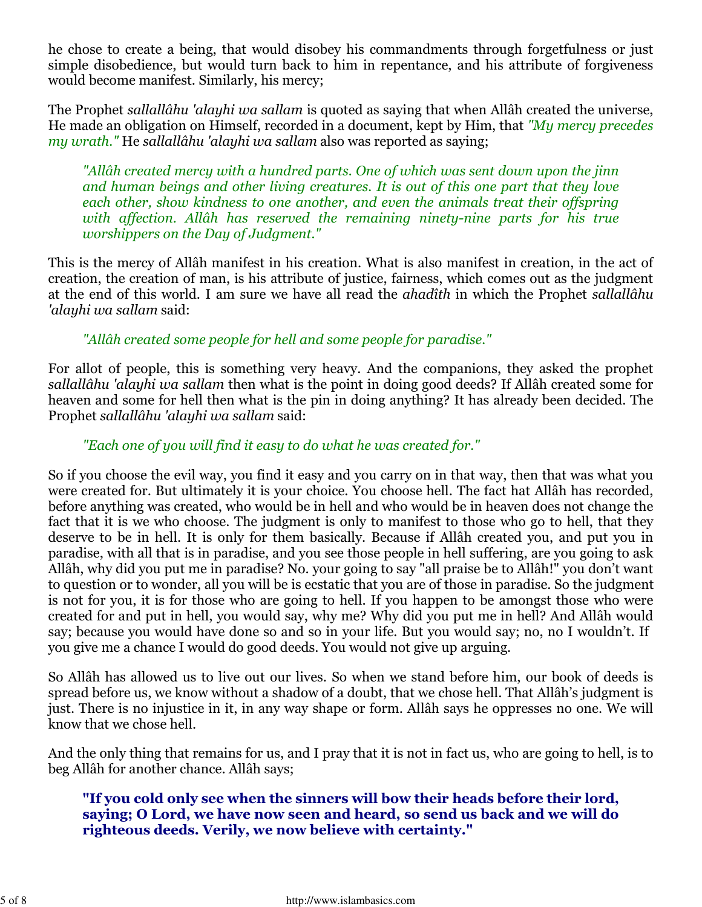he chose to create a being, that would disobey his commandments through forgetfulness or just simple disobedience, but would turn back to him in repentance, and his attribute of forgiveness would become manifest. Similarly, his mercy;

The Prophet *sallallâhu 'alayhi wa sallam* is quoted as saying that when Allâh created the universe, He made an obligation on Himself, recorded in a document, kept by Him, that *"My mercy precedes my wrath."* He *sallallâhu 'alayhi wa sallam* also was reported as saying;

> *"Allâh created mercy with a hundred parts. One of which was sent down upon the jinn and human beings and other living creatures. It is out of this one part that they love each other, show kindness to one another, and even the animals treat their offspring with affection. Allâh has reserved the remaining ninety-nine parts for his true worshippers on the Day of Judgment."*

This is the mercy of Allâh manifest in his creation. What is also manifest in creation, in the act of creation, the creation of man, is his attribute of justice, fairness, which comes out as the judgment at the end of this world. I am sure we have all read the *ahadîth* in which the Prophet *sallallâhu 'alayhi wa sallam* said:

> *"Allâh created some people for hell and some people for paradise."*

For allot of people, this is something very heavy. And the companions, they asked the prophet *sallallâhu 'alayhi wa sallam* then what is the point in doing good deeds? If Allâh created some for heaven and some for hell then what is the pin in doing anything? It has already been decided. The Prophet *sallallâhu 'alayhi wa sallam* said:

> *"Each one of you will find it easy to do what he was created for."*

So if you choose the evil way, you find it easy and you carry on in that way, then that was what you were created for. But ultimately it is your choice. You choose hell. The fact hat Allâh has recorded, before anything was created, who would be in hell and who would be in heaven does not change the fact that it is we who choose. The judgment is only to manifest to those who go to hell, that they deserve to be in hell. It is only for them basically. Because if Allâh created you, and put you in paradise, with all that is in paradise, and you see those people in hell suffering, are you going to ask Allâh, why did you put me in paradise? No. your going to say "all praise be to Allâh!" you don't want to question or to wonder, all you will be is ecstatic that you are of those in paradise. So the judgment is not for you, it is for those who are going to hell. If you happen to be amongst those who were created for and put in hell, you would say, why me? Why did you put me in hell? And Allâh would say; because you would have done so and so in your life. But you would say; no, no I wouldn't. If you give me a chance I would do good deeds. You would not give up arguing.

So Allâh has allowed us to live out our lives. So when we stand before him, our book of deeds is spread before us, we know without a shadow of a doubt, that we chose hell. That Allâh's judgment is just. There is no injustice in it, in any way shape or form. Allâh says he oppresses no one. We will know that we chose hell.

And the only thing that remains for us, and I pray that it is not in fact us, who are going to hell, is to beg Allâh for another chance. Allâh says;

> **"If you cold only see when the sinners will bow their heads before their lord, saying; O Lord, we have now seen and heard, so send us back and we will do righteous deeds. Verily, we now believe with certainty."**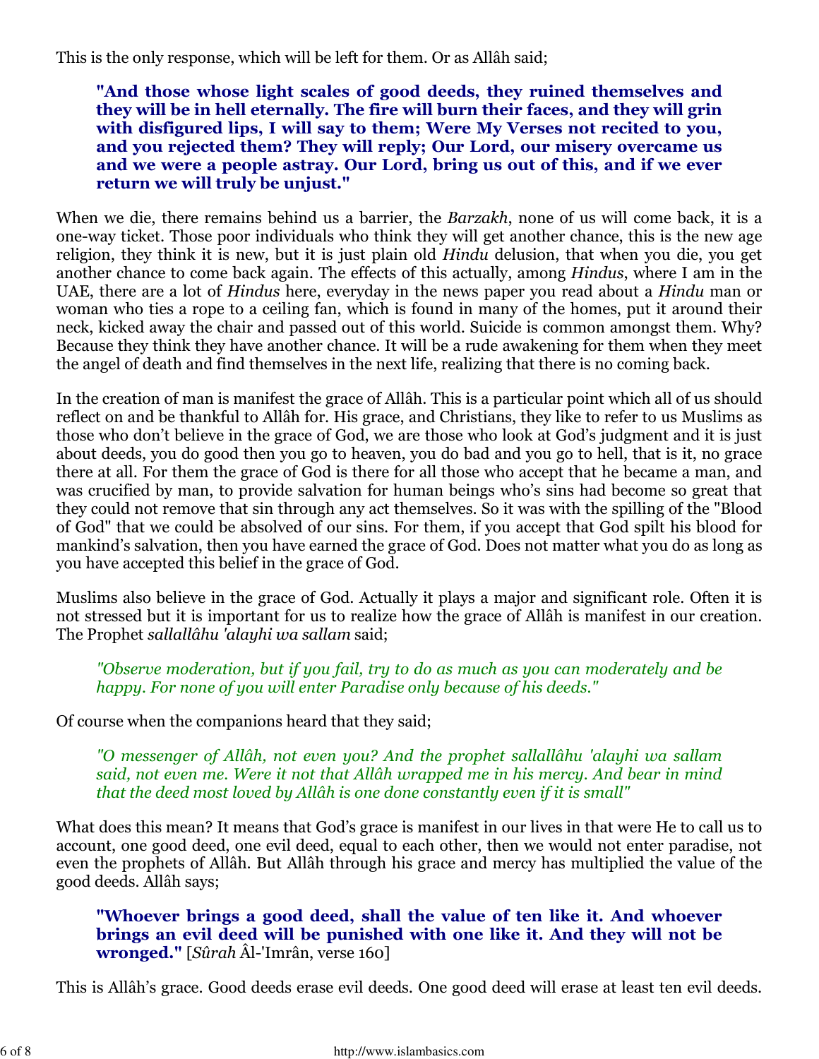This is the only response, which will be left for them. Or as Allâh said;

> **"And those whose light scales of good deeds, they ruined themselves and they will be in hell eternally. The fire will burn their faces, and they will grin with disfigured lips, I will say to them; Were My Verses not recited to you, and you rejected them? They will reply; Our Lord, our misery overcame us and we were a people astray. Our Lord, bring us out of this, and if we ever return we will truly be unjust."**

When we die, there remains behind us a barrier, the *Barzakh*, none of us will come back, it is a one-way ticket. Those poor individuals who think they will get another chance, this is the new age religion, they think it is new, but it is just plain old *Hindu* delusion, that when you die, you get another chance to come back again. The effects of this actually, among *Hindus*, where I am in the UAE, there are a lot of *Hindus* here, everyday in the news paper you read about a *Hindu* man or woman who ties a rope to a ceiling fan, which is found in many of the homes, put it around their neck, kicked away the chair and passed out of this world. Suicide is common amongst them. Why? Because they think they have another chance. It will be a rude awakening for them when they meet the angel of death and find themselves in the next life, realizing that there is no coming back.

In the creation of man is manifest the grace of Allâh. This is a particular point which all of us should reflect on and be thankful to Allâh for. His grace, and Christians, they like to refer to us Muslims as those who don't believe in the grace of God, we are those who look at God's judgment and it is just about deeds, you do good then you go to heaven, you do bad and you go to hell, that is it, no grace there at all. For them the grace of God is there for all those who accept that he became a man, and was crucified by man, to provide salvation for human beings who's sins had become so great that they could not remove that sin through any act themselves. So it was with the spilling of the "Blood of God" that we could be absolved of our sins. For them, if you accept that God spilt his blood for mankind's salvation, then you have earned the grace of God. Does not matter what you do as long as you have accepted this belief in the grace of God.

Muslims also believe in the grace of God. Actually it plays a major and significant role. Often it is not stressed but it is important for us to realize how the grace of Allâh is manifest in our creation. The Prophet *sallallâhu 'alayhi wa sallam* said;

> *"Observe moderation, but if you fail, try to do as much as you can moderately and be happy. For none of you will enter Paradise only because of his deeds."*

Of course when the companions heard that they said;

> *"O messenger of Allâh, not even you? And the prophet sallallâhu 'alayhi wa sallam said, not even me. Were it not that Allâh wrapped me in his mercy. And bear in mind that the deed most loved by Allâh is one done constantly even if it is small"*

What does this mean? It means that God's grace is manifest in our lives in that were He to call us to account, one good deed, one evil deed, equal to each other, then we would not enter paradise, not even the prophets of Allâh. But Allâh through his grace and mercy has multiplied the value of the good deeds. Allâh says;

> **"Whoever brings a good deed, shall the value of ten like it. And whoever brings an evil deed will be punished with one like it. And they will not be wronged."** [*Sûrah* Âl-'Imrân, verse 160]

This is Allâh's grace. Good deeds erase evil deeds. One good deed will erase at least ten evil deeds.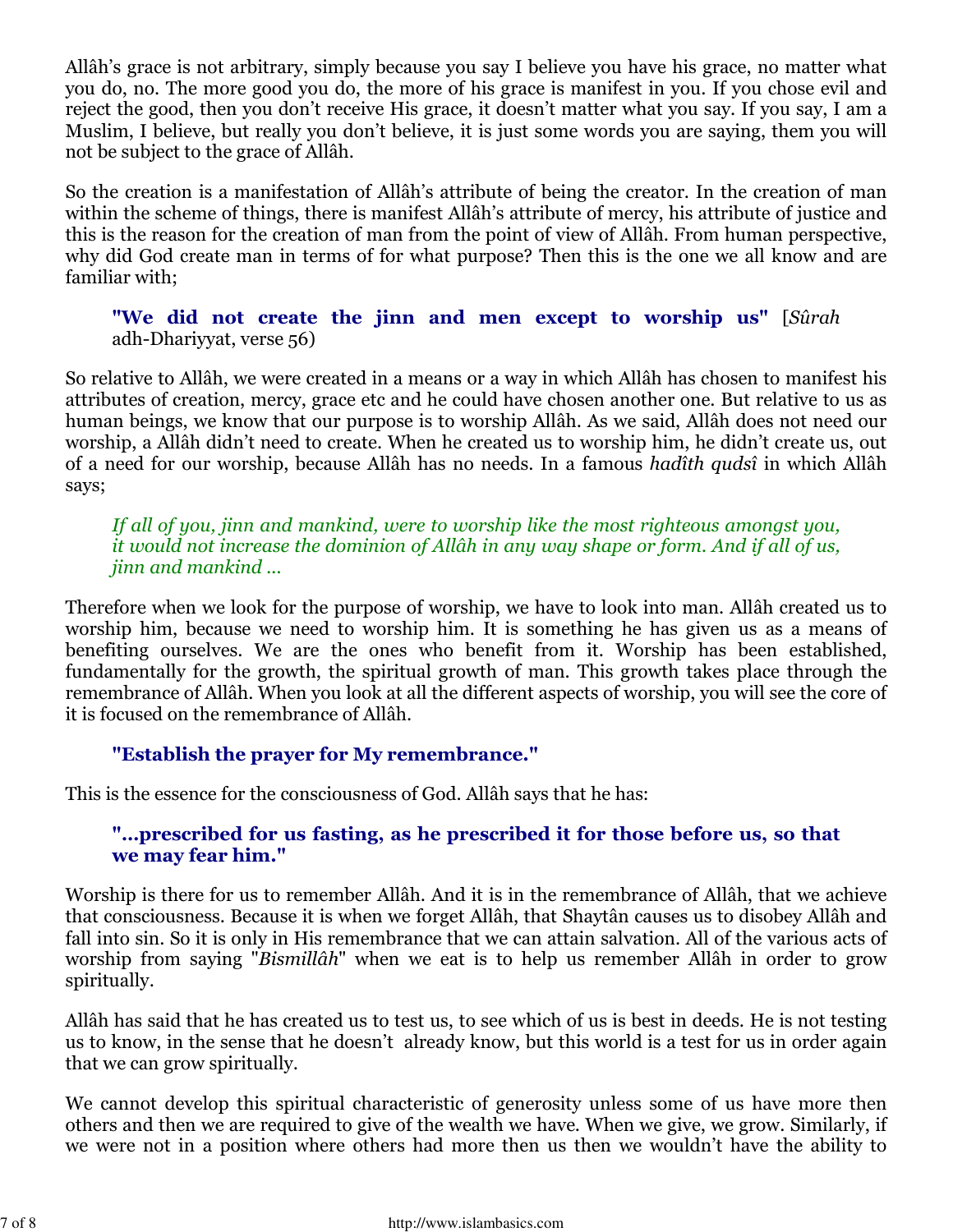Allâh's grace is not arbitrary, simply because you say I believe you have his grace, no matter what you do, no. The more good you do, the more of his grace is manifest in you. If you chose evil and reject the good, then you don't receive His grace, it doesn't matter what you say. If you say, I am a Muslim, I believe, but really you don't believe, it is just some words you are saying, them you will not be subject to the grace of Allâh.

So the creation is a manifestation of Allâh's attribute of being the creator. In the creation of man within the scheme of things, there is manifest Allâh's attribute of mercy, his attribute of justice and this is the reason for the creation of man from the point of view of Allâh. From human perspective, why did God create man in terms of for what purpose? Then this is the one we all know and are familiar with;

> **"We did not create the jinn and men except to worship us"** [*Sûrah* adh-Dhariyyat, verse 56)

So relative to Allâh, we were created in a means or a way in which Allâh has chosen to manifest his attributes of creation, mercy, grace etc and he could have chosen another one. But relative to us as human beings, we know that our purpose is to worship Allâh. As we said, Allâh does not need our worship, a Allâh didn't need to create. When he created us to worship him, he didn't create us, out of a need for our worship, because Allâh has no needs. In a famous *hadîth qudsî* in which Allâh says;

> *If all of you, jinn and mankind, were to worship like the most righteous amongst you, it would not increase the dominion of Allâh in any way shape or form. And if all of us, jinn and mankind ...*

Therefore when we look for the purpose of worship, we have to look into man. Allâh created us to worship him, because we need to worship him. It is something he has given us as a means of benefiting ourselves. We are the ones who benefit from it. Worship has been established, fundamentally for the growth, the spiritual growth of man. This growth takes place through the remembrance of Allâh. When you look at all the different aspects of worship, you will see the core of it is focused on the remembrance of Allâh.

> **"Establish the prayer for My remembrance."**

This is the essence for the consciousness of God. Allâh says that he has:

> **"...prescribed for us fasting, as he prescribed it for those before us, so that we may fear him."**

Worship is there for us to remember Allâh. And it is in the remembrance of Allâh, that we achieve that consciousness. Because it is when we forget Allâh, that Shaytân causes us to disobey Allâh and fall into sin. So it is only in His remembrance that we can attain salvation. All of the various acts of worship from saying "*Bismillâh*" when we eat is to help us remember Allâh in order to grow spiritually.

Allâh has said that he has created us to test us, to see which of us is best in deeds. He is not testing us to know, in the sense that he doesn't already know, but this world is a test for us in order again that we can grow spiritually.

We cannot develop this spiritual characteristic of generosity unless some of us have more then others and then we are required to give of the wealth we have. When we give, we grow. Similarly, if we were not in a position where others had more then us then we wouldn't have the ability to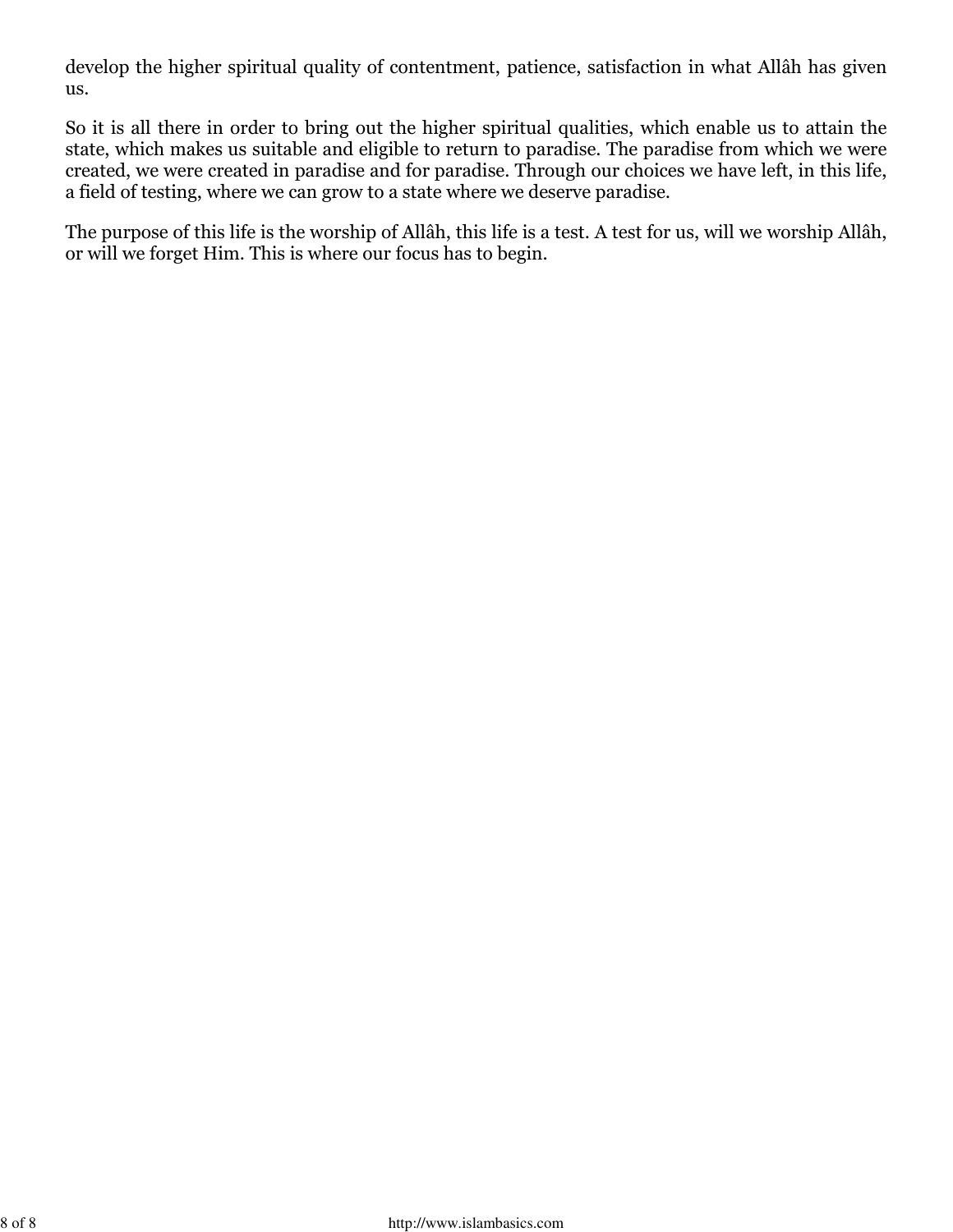develop the higher spiritual quality of contentment, patience, satisfaction in what Allâh has given us.

So it is all there in order to bring out the higher spiritual qualities, which enable us to attain the state, which makes us suitable and eligible to return to paradise. The paradise from which we were created, we were created in paradise and for paradise. Through our choices we have left, in this life, a field of testing, where we can grow to a state where we deserve paradise.

The purpose of this life is the worship of Allâh, this life is a test. A test for us, will we worship Allâh, or will we forget Him. This is where our focus has to begin.